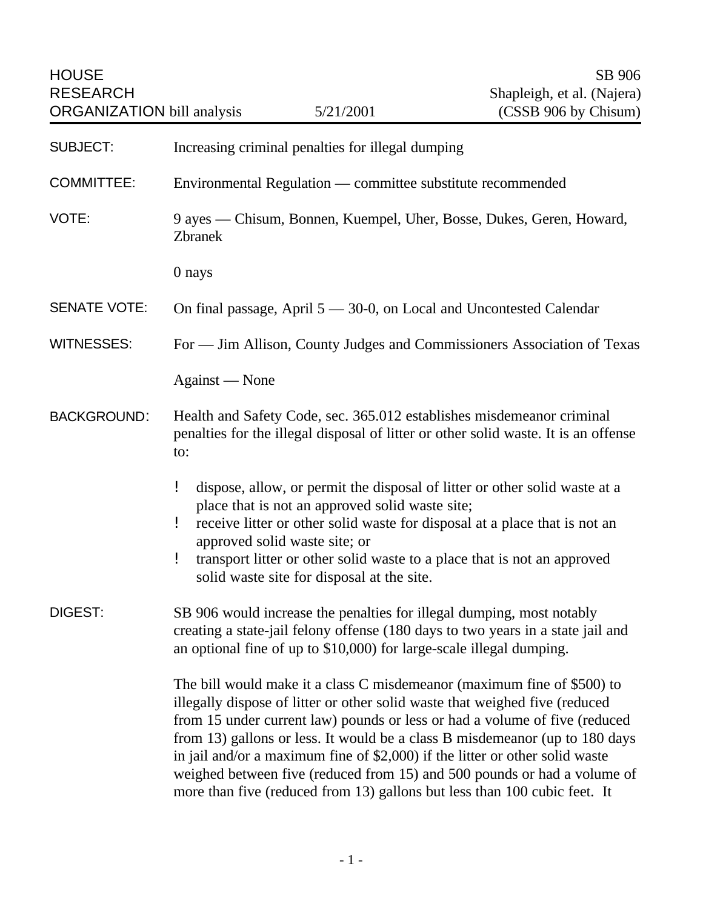HOUSE RESEARCH ORGANIZATION bill analysis — 5/21/2001

SB 906
Shapleigh, et al. (Najera)
(CSSB 906 by Chisum)

**SUBJECT:** Increasing criminal penalties for illegal dumping

**COMMITTEE:** Environmental Regulation — committee substitute recommended

**VOTE:** 9 ayes — Chisum, Bonnen, Kuempel, Uher, Bosse, Dukes, Geren, Howard, Zbranek

0 nays

**SENATE VOTE:** On final passage, April 5 — 30-0, on Local and Uncontested Calendar

**WITNESSES:** For — Jim Allison, County Judges and Commissioners Association of Texas

Against — None

**BACKGROUND:** Health and Safety Code, sec. 365.012 establishes misdemeanor criminal penalties for the illegal disposal of litter or other solid waste. It is an offense to:

- dispose, allow, or permit the disposal of litter or other solid waste at a place that is not an approved solid waste site;
- receive litter or other solid waste for disposal at a place that is not an approved solid waste site; or
- transport litter or other solid waste to a place that is not an approved solid waste site for disposal at the site.

**DIGEST:** SB 906 would increase the penalties for illegal dumping, most notably creating a state-jail felony offense (180 days to two years in a state jail and an optional fine of up to $10,000) for large-scale illegal dumping.

The bill would make it a class C misdemeanor (maximum fine of $500) to illegally dispose of litter or other solid waste that weighed five (reduced from 15 under current law) pounds or less or had a volume of five (reduced from 13) gallons or less. It would be a class B misdemeanor (up to 180 days in jail and/or a maximum fine of $2,000) if the litter or other solid waste weighed between five (reduced from 15) and 500 pounds or had a volume of more than five (reduced from 13) gallons but less than 100 cubic feet. It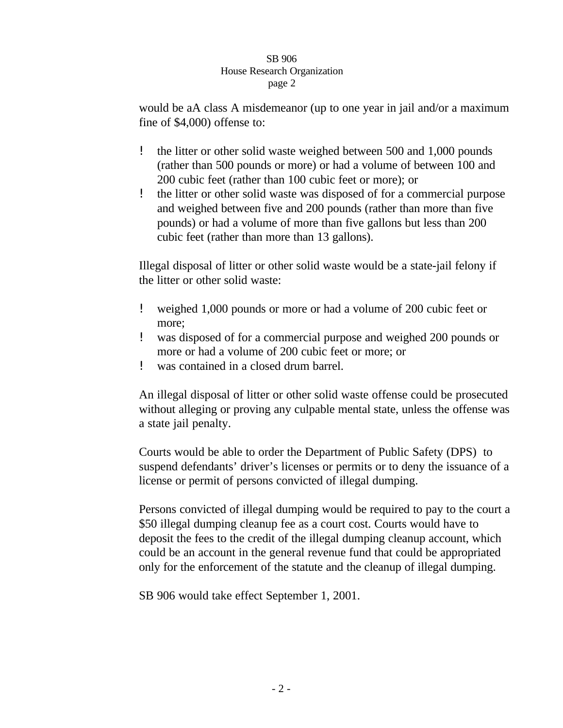would be aA class A misdemeanor (up to one year in jail and/or a maximum fine of $4,000) offense to:

- the litter or other solid waste weighed between 500 and 1,000 pounds (rather than 500 pounds or more) or had a volume of between 100 and 200 cubic feet (rather than 100 cubic feet or more); or
- the litter or other solid waste was disposed of for a commercial purpose and weighed between five and 200 pounds (rather than more than five pounds) or had a volume of more than five gallons but less than 200 cubic feet (rather than more than 13 gallons).

Illegal disposal of litter or other solid waste would be a state-jail felony if the litter or other solid waste:

- weighed 1,000 pounds or more or had a volume of 200 cubic feet or more;
- was disposed of for a commercial purpose and weighed 200 pounds or more or had a volume of 200 cubic feet or more; or
- was contained in a closed drum barrel.

An illegal disposal of litter or other solid waste offense could be prosecuted without alleging or proving any culpable mental state, unless the offense was a state jail penalty.

Courts would be able to order the Department of Public Safety (DPS) to suspend defendants' driver's licenses or permits or to deny the issuance of a license or permit of persons convicted of illegal dumping.

Persons convicted of illegal dumping would be required to pay to the court a $50 illegal dumping cleanup fee as a court cost. Courts would have to deposit the fees to the credit of the illegal dumping cleanup account, which could be an account in the general revenue fund that could be appropriated only for the enforcement of the statute and the cleanup of illegal dumping.

SB 906 would take effect September 1, 2001.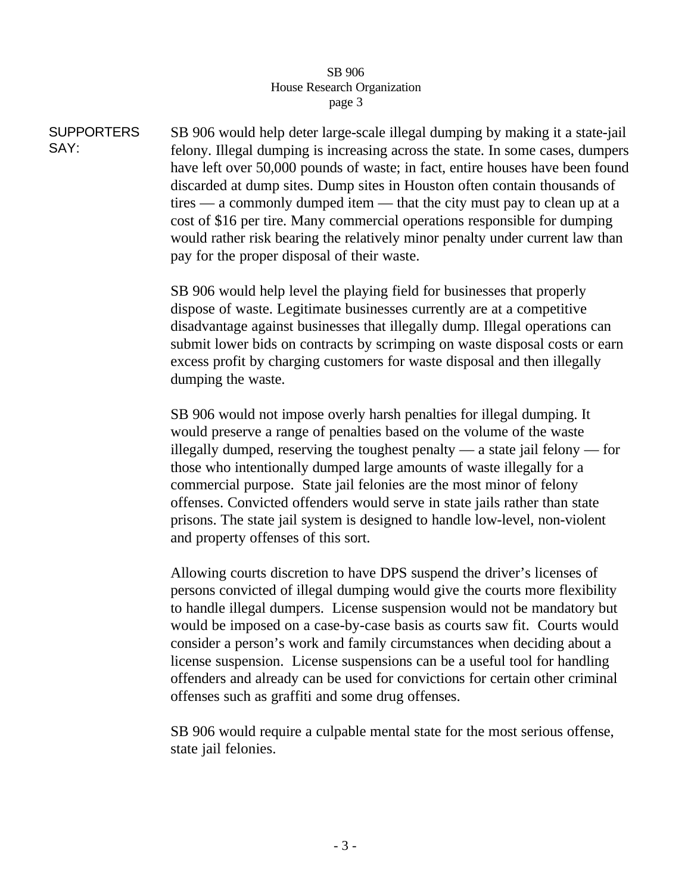**SUPPORTERS SAY:**

SB 906 would help deter large-scale illegal dumping by making it a state-jail felony. Illegal dumping is increasing across the state. In some cases, dumpers have left over 50,000 pounds of waste; in fact, entire houses have been found discarded at dump sites. Dump sites in Houston often contain thousands of tires — a commonly dumped item — that the city must pay to clean up at a cost of $16 per tire. Many commercial operations responsible for dumping would rather risk bearing the relatively minor penalty under current law than pay for the proper disposal of their waste.

SB 906 would help level the playing field for businesses that properly dispose of waste. Legitimate businesses currently are at a competitive disadvantage against businesses that illegally dump. Illegal operations can submit lower bids on contracts by scrimping on waste disposal costs or earn excess profit by charging customers for waste disposal and then illegally dumping the waste.

SB 906 would not impose overly harsh penalties for illegal dumping. It would preserve a range of penalties based on the volume of the waste illegally dumped, reserving the toughest penalty — a state jail felony — for those who intentionally dumped large amounts of waste illegally for a commercial purpose. State jail felonies are the most minor of felony offenses. Convicted offenders would serve in state jails rather than state prisons. The state jail system is designed to handle low-level, non-violent and property offenses of this sort.

Allowing courts discretion to have DPS suspend the driver's licenses of persons convicted of illegal dumping would give the courts more flexibility to handle illegal dumpers. License suspension would not be mandatory but would be imposed on a case-by-case basis as courts saw fit. Courts would consider a person's work and family circumstances when deciding about a license suspension. License suspensions can be a useful tool for handling offenders and already can be used for convictions for certain other criminal offenses such as graffiti and some drug offenses.

SB 906 would require a culpable mental state for the most serious offense, state jail felonies.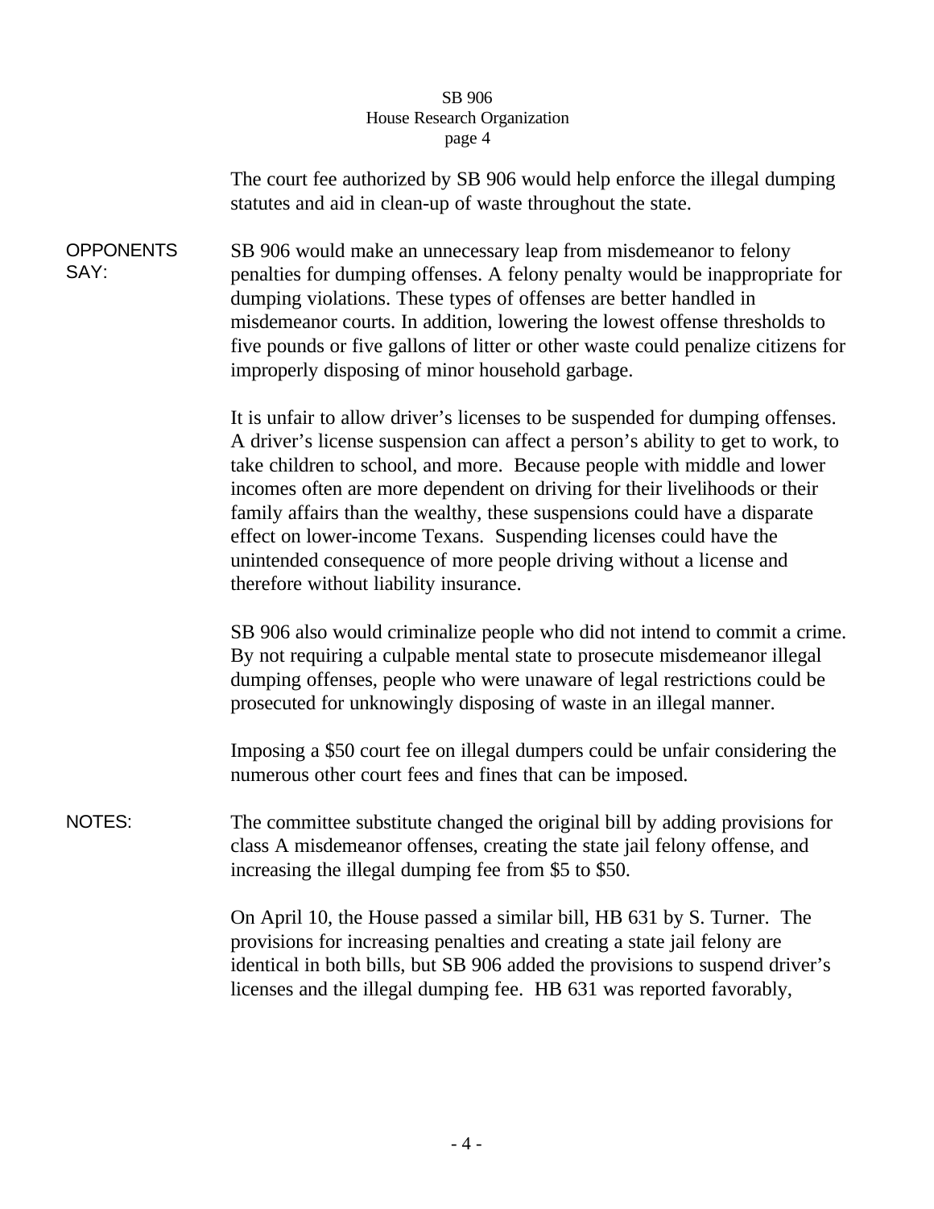The court fee authorized by SB 906 would help enforce the illegal dumping statutes and aid in clean-up of waste throughout the state.

**OPPONENTS SAY:**

SB 906 would make an unnecessary leap from misdemeanor to felony penalties for dumping offenses. A felony penalty would be inappropriate for dumping violations. These types of offenses are better handled in misdemeanor courts. In addition, lowering the lowest offense thresholds to five pounds or five gallons of litter or other waste could penalize citizens for improperly disposing of minor household garbage.

It is unfair to allow driver's licenses to be suspended for dumping offenses. A driver's license suspension can affect a person's ability to get to work, to take children to school, and more. Because people with middle and lower incomes often are more dependent on driving for their livelihoods or their family affairs than the wealthy, these suspensions could have a disparate effect on lower-income Texans. Suspending licenses could have the unintended consequence of more people driving without a license and therefore without liability insurance.

SB 906 also would criminalize people who did not intend to commit a crime. By not requiring a culpable mental state to prosecute misdemeanor illegal dumping offenses, people who were unaware of legal restrictions could be prosecuted for unknowingly disposing of waste in an illegal manner.

Imposing a $50 court fee on illegal dumpers could be unfair considering the numerous other court fees and fines that can be imposed.

**NOTES:**

The committee substitute changed the original bill by adding provisions for class A misdemeanor offenses, creating the state jail felony offense, and increasing the illegal dumping fee from $5 to $50.

On April 10, the House passed a similar bill, HB 631 by S. Turner. The provisions for increasing penalties and creating a state jail felony are identical in both bills, but SB 906 added the provisions to suspend driver's licenses and the illegal dumping fee. HB 631 was reported favorably,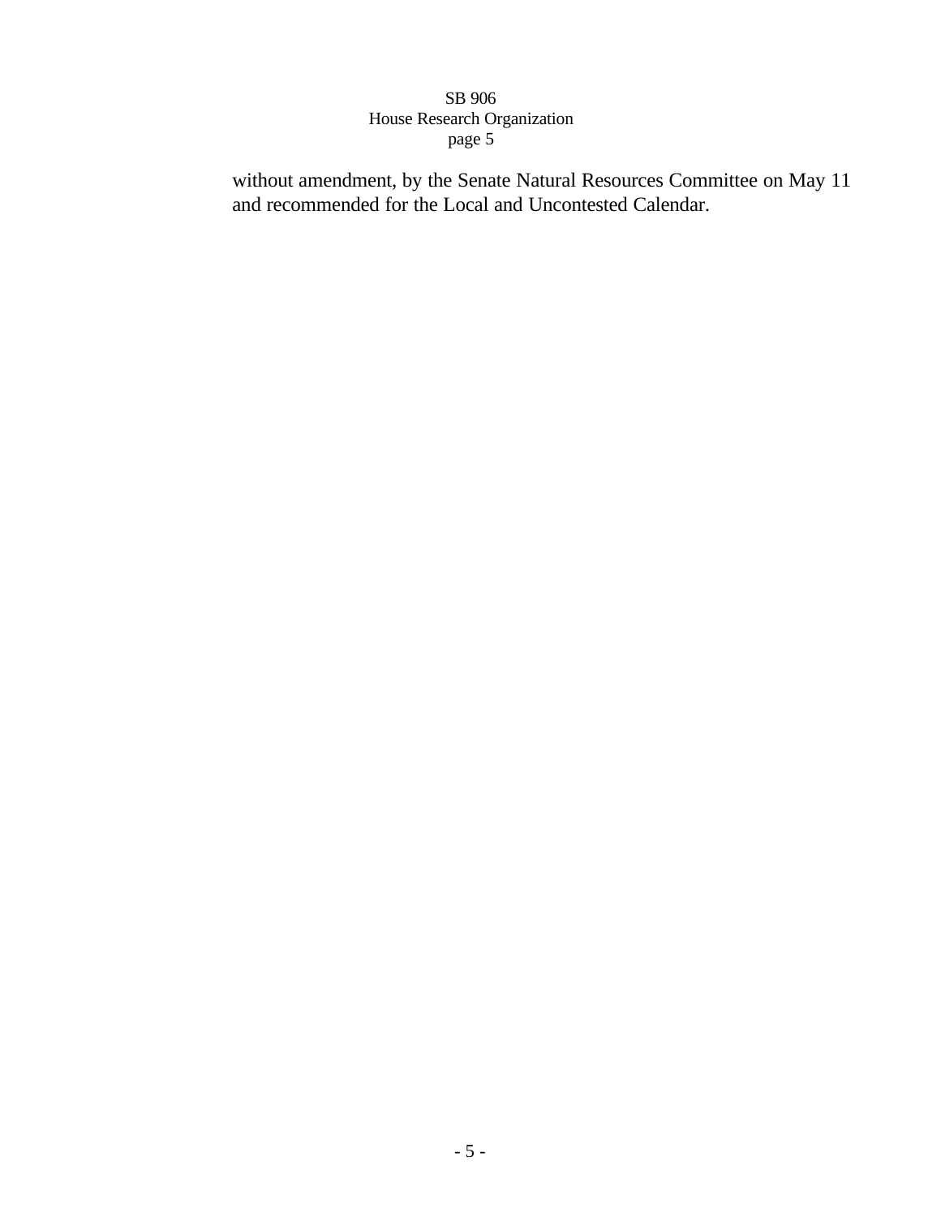without amendment, by the Senate Natural Resources Committee on May 11 and recommended for the Local and Uncontested Calendar.